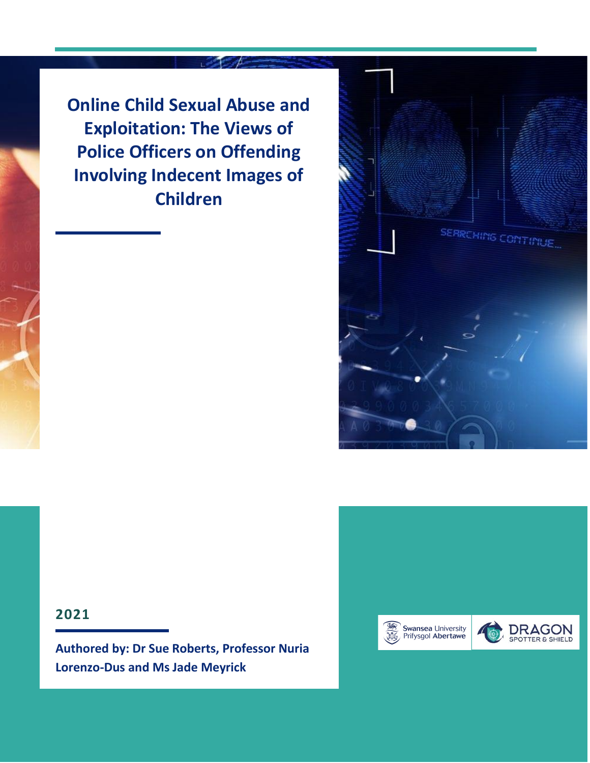# Online Child Sexual Abuse and Exploitation: The Views of Police Officers on Offending Involving Indecent Images of Children

**2021**

**Authored by: Dr Sue Roberts, Professor Nuria Lorenzo-Dus and Ms Jade Meyrick**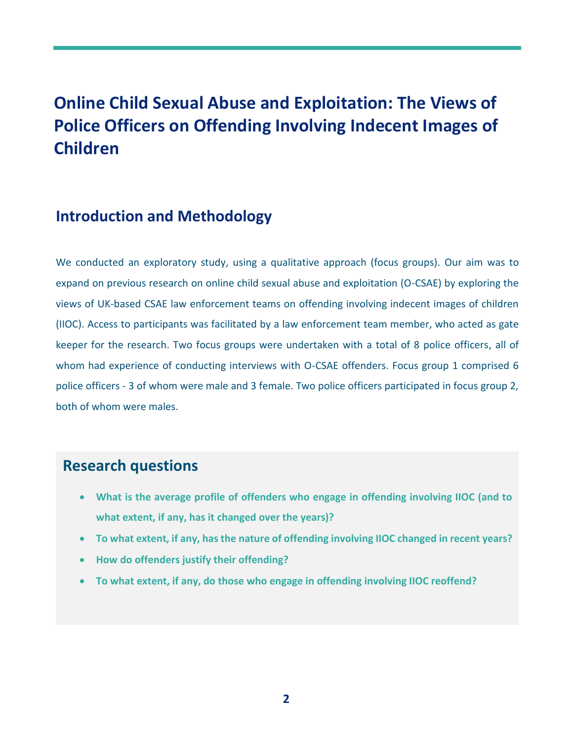# Online Child Sexual Abuse and Exploitation: The Views of Police Officers on Offending Involving Indecent Images of Children

## Introduction and Methodology

We conducted an exploratory study, using a qualitative approach (focus groups). Our aim was to expand on previous research on online child sexual abuse and exploitation (O-CSAE) by exploring the views of UK-based CSAE law enforcement teams on offending involving indecent images of children (IIOC). Access to participants was facilitated by a law enforcement team member, who acted as gate keeper for the research. Two focus groups were undertaken with a total of 8 police officers, all of whom had experience of conducting interviews with O-CSAE offenders. Focus group 1 comprised 6 police officers - 3 of whom were male and 3 female. Two police officers participated in focus group 2, both of whom were males.

## Research questions

- **What is the average profile of offenders who engage in offending involving IIOC (and to what extent, if any, has it changed over the years)?**
- **To what extent, if any, has the nature of offending involving IIOC changed in recent years?**
- **How do offenders justify their offending?**
- **To what extent, if any, do those who engage in offending involving IIOC reoffend?**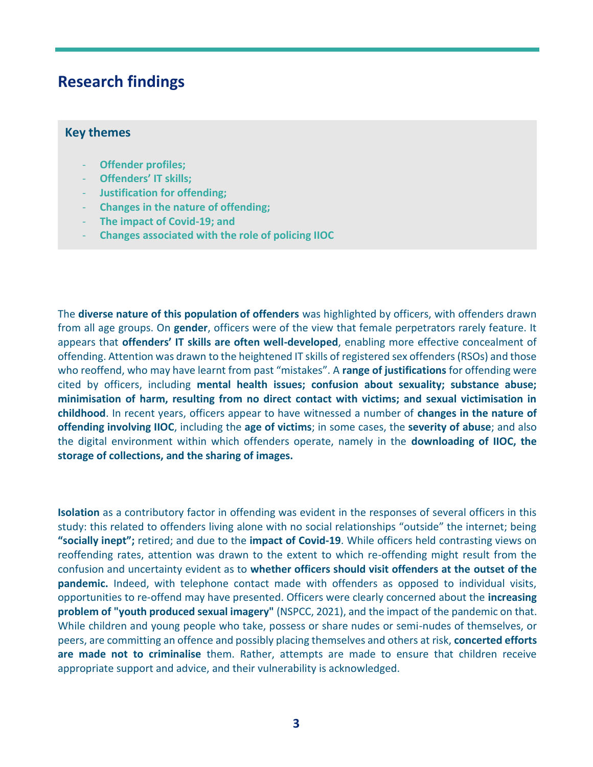## Research findings

### Key themes

- **Offender profiles;**
- **Offenders' IT skills;**
- **Justification for offending;**
- **Changes in the nature of offending;**
- **The impact of Covid-19; and**
- **Changes associated with the role of policing IIOC**

The **diverse nature of this population of offenders** was highlighted by officers, with offenders drawn from all age groups. On **gender**, officers were of the view that female perpetrators rarely feature. It appears that **offenders' IT skills are often well-developed**, enabling more effective concealment of offending. Attention was drawn to the heightened IT skills of registered sex offenders (RSOs) and those who reoffend, who may have learnt from past "mistakes". A **range of justifications** for offending were cited by officers, including **mental health issues; confusion about sexuality; substance abuse; minimisation of harm, resulting from no direct contact with victims; and sexual victimisation in childhood**. In recent years, officers appear to have witnessed a number of **changes in the nature of offending involving IIOC**, including the **age of victims**; in some cases, the **severity of abuse**; and also the digital environment within which offenders operate, namely in the **downloading of IIOC, the storage of collections, and the sharing of images.**

**Isolation** as a contributory factor in offending was evident in the responses of several officers in this study: this related to offenders living alone with no social relationships "outside" the internet; being **"socially inept";** retired; and due to the **impact of Covid-19**. While officers held contrasting views on reoffending rates, attention was drawn to the extent to which re-offending might result from the confusion and uncertainty evident as to **whether officers should visit offenders at the outset of the pandemic.** Indeed, with telephone contact made with offenders as opposed to individual visits, opportunities to re-offend may have presented. Officers were clearly concerned about the **increasing problem of "youth produced sexual imagery"** (NSPCC, 2021), and the impact of the pandemic on that. While children and young people who take, possess or share nudes or semi-nudes of themselves, or peers, are committing an offence and possibly placing themselves and others at risk, **concerted efforts are made not to criminalise** them. Rather, attempts are made to ensure that children receive appropriate support and advice, and their vulnerability is acknowledged.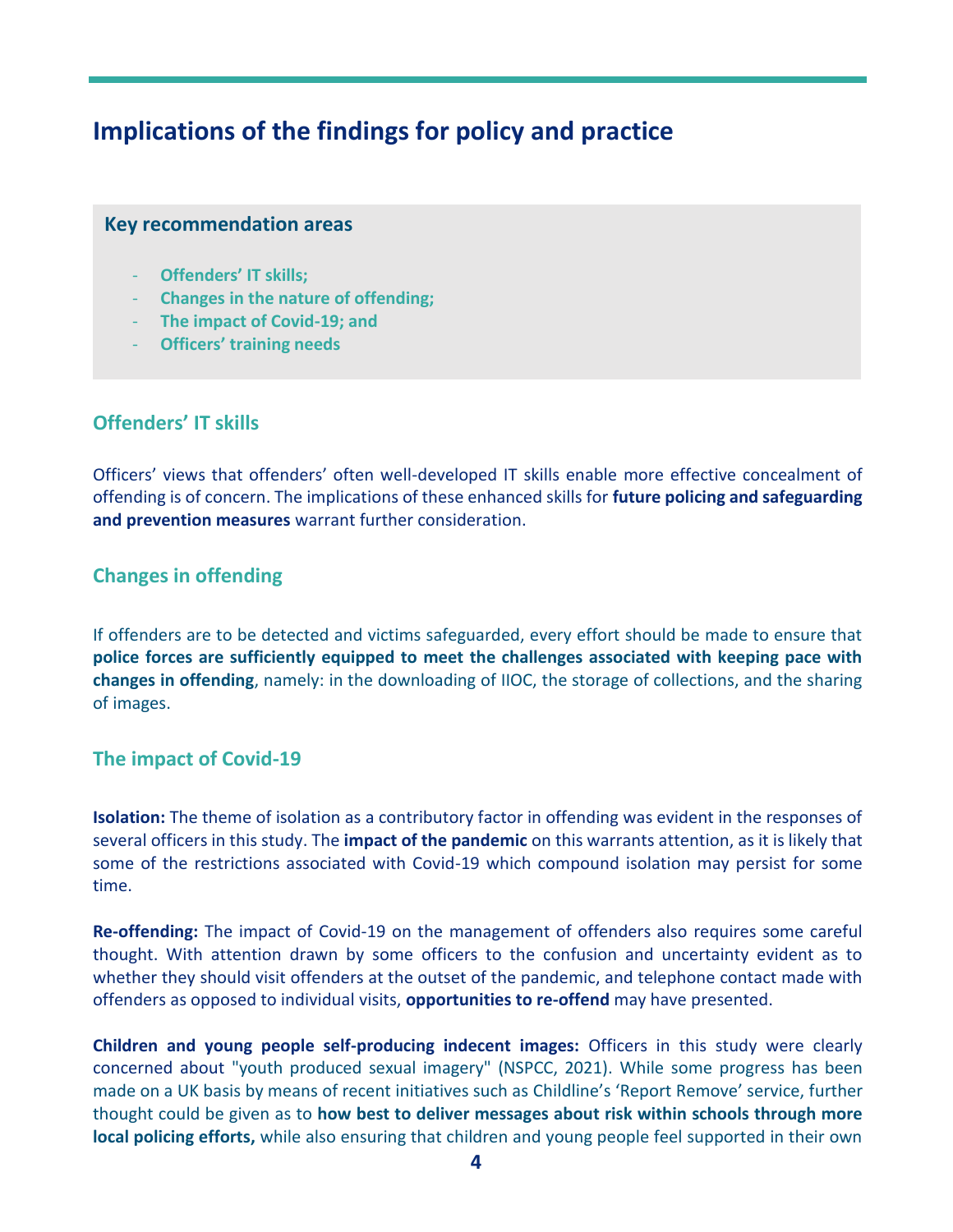## Implications of the findings for policy and practice

**Key recommendation areas**

- **Offenders' IT skills;**
- **Changes in the nature of offending;**
- **The impact of Covid-19; and**
- **Officers' training needs**

### Offenders' IT skills

Officers' views that offenders' often well-developed IT skills enable more effective concealment of offending is of concern. The implications of these enhanced skills for **future policing and safeguarding and prevention measures** warrant further consideration.

### Changes in offending

If offenders are to be detected and victims safeguarded, every effort should be made to ensure that **police forces are sufficiently equipped to meet the challenges associated with keeping pace with changes in offending**, namely: in the downloading of IIOC, the storage of collections, and the sharing of images.

### The impact of Covid-19

**Isolation:** The theme of isolation as a contributory factor in offending was evident in the responses of several officers in this study. The **impact of the pandemic** on this warrants attention, as it is likely that some of the restrictions associated with Covid-19 which compound isolation may persist for some time.

**Re-offending:** The impact of Covid-19 on the management of offenders also requires some careful thought. With attention drawn by some officers to the confusion and uncertainty evident as to whether they should visit offenders at the outset of the pandemic, and telephone contact made with offenders as opposed to individual visits, **opportunities to re-offend** may have presented.

**Children and young people self-producing indecent images:** Officers in this study were clearly concerned about "youth produced sexual imagery" (NSPCC, 2021). While some progress has been made on a UK basis by means of recent initiatives such as Childline's 'Report Remove' service, further thought could be given as to **how best to deliver messages about risk within schools through more local policing efforts,** while also ensuring that children and young people feel supported in their own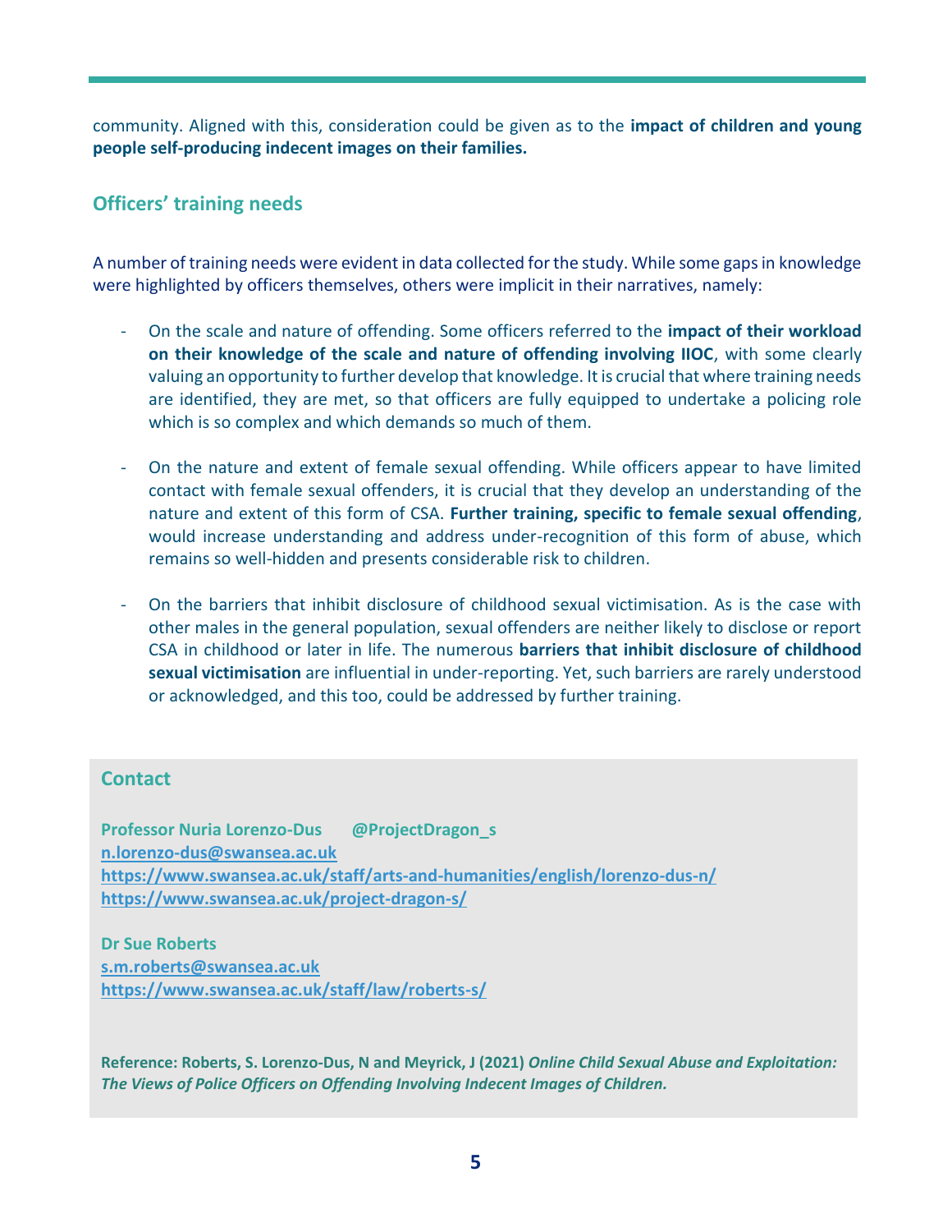community. Aligned with this, consideration could be given as to the **impact of children and young people self-producing indecent images on their families.**

## Officers' training needs

A number of training needs were evident in data collected for the study. While some gaps in knowledge were highlighted by officers themselves, others were implicit in their narratives, namely:

- On the scale and nature of offending. Some officers referred to the **impact of their workload on their knowledge of the scale and nature of offending involving IIOC**, with some clearly valuing an opportunity to further develop that knowledge. It is crucial that where training needs are identified, they are met, so that officers are fully equipped to undertake a policing role which is so complex and which demands so much of them.

- On the nature and extent of female sexual offending. While officers appear to have limited contact with female sexual offenders, it is crucial that they develop an understanding of the nature and extent of this form of CSA. **Further training, specific to female sexual offending**, would increase understanding and address under-recognition of this form of abuse, which remains so well-hidden and presents considerable risk to children.

- On the barriers that inhibit disclosure of childhood sexual victimisation. As is the case with other males in the general population, sexual offenders are neither likely to disclose or report CSA in childhood or later in life. The numerous **barriers that inhibit disclosure of childhood sexual victimisation** are influential in under-reporting. Yet, such barriers are rarely understood or acknowledged, and this too, could be addressed by further training.

## Contact

**Professor Nuria Lorenzo-Dus** **@ProjectDragon_s**
**n.lorenzo-dus@swansea.ac.uk**
**https://www.swansea.ac.uk/staff/arts-and-humanities/english/lorenzo-dus-n/**
**https://www.swansea.ac.uk/project-dragon-s/**

**Dr Sue Roberts**
**s.m.roberts@swansea.ac.uk**
**https://www.swansea.ac.uk/staff/law/roberts-s/**

**Reference: Roberts, S. Lorenzo-Dus, N and Meyrick, J (2021)** ***Online Child Sexual Abuse and Exploitation: The Views of Police Officers on Offending Involving Indecent Images of Children.***